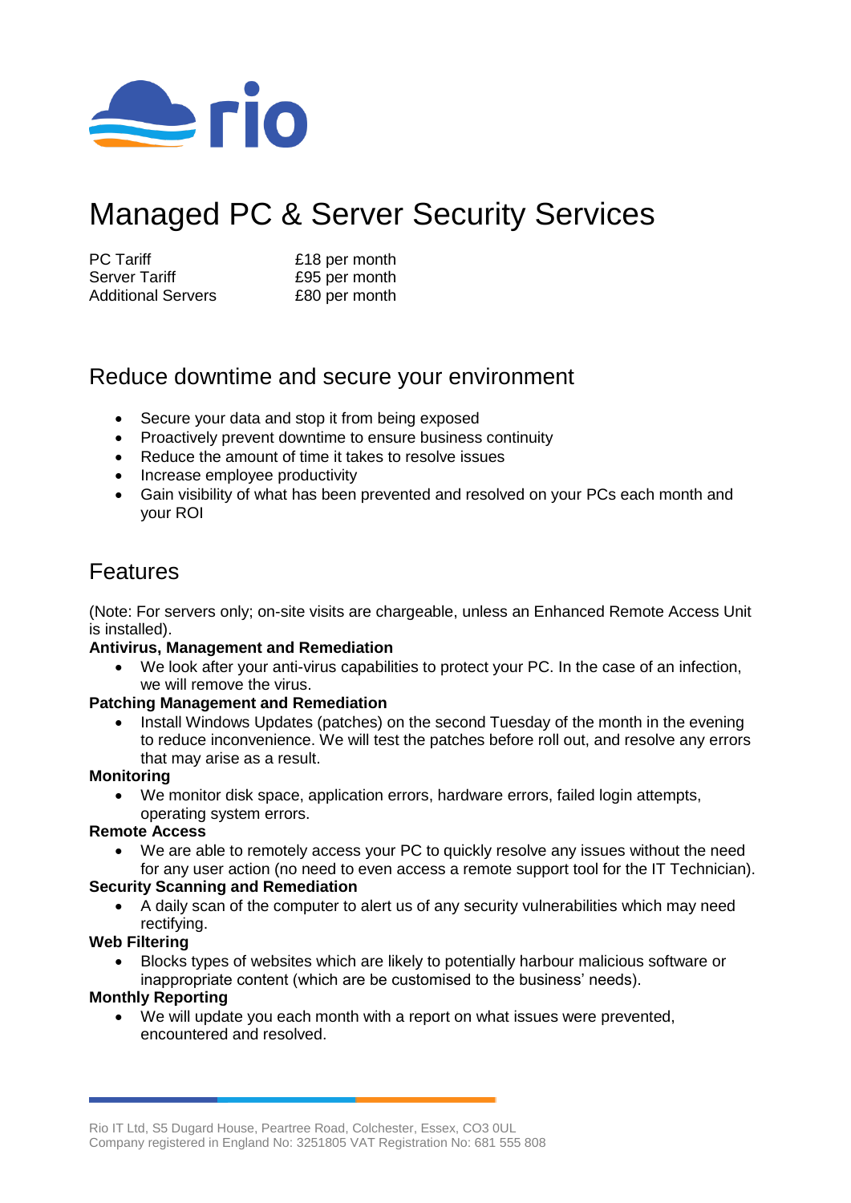rio

# Managed PC & Server Security Services

| | |
|---|---|
| PC Tariff | £18 per month |
| Server Tariff | £95 per month |
| Additional Servers | £80 per month |

## Reduce downtime and secure your environment

- Secure your data and stop it from being exposed
- Proactively prevent downtime to ensure business continuity
- Reduce the amount of time it takes to resolve issues
- Increase employee productivity
- Gain visibility of what has been prevented and resolved on your PCs each month and your ROI

## Features

(Note: For servers only; on-site visits are chargeable, unless an Enhanced Remote Access Unit is installed).

**Antivirus, Management and Remediation**

- We look after your anti-virus capabilities to protect your PC. In the case of an infection, we will remove the virus.

**Patching Management and Remediation**

- Install Windows Updates (patches) on the second Tuesday of the month in the evening to reduce inconvenience. We will test the patches before roll out, and resolve any errors that may arise as a result.

**Monitoring**

- We monitor disk space, application errors, hardware errors, failed login attempts, operating system errors.

**Remote Access**

- We are able to remotely access your PC to quickly resolve any issues without the need for any user action (no need to even access a remote support tool for the IT Technician).

**Security Scanning and Remediation**

- A daily scan of the computer to alert us of any security vulnerabilities which may need rectifying.

**Web Filtering**

- Blocks types of websites which are likely to potentially harbour malicious software or inappropriate content (which are be customised to the business' needs).

**Monthly Reporting**

- We will update you each month with a report on what issues were prevented, encountered and resolved.

Rio IT Ltd, S5 Dugard House, Peartree Road, Colchester, Essex, CO3 0UL
Company registered in England No: 3251805 VAT Registration No: 681 555 808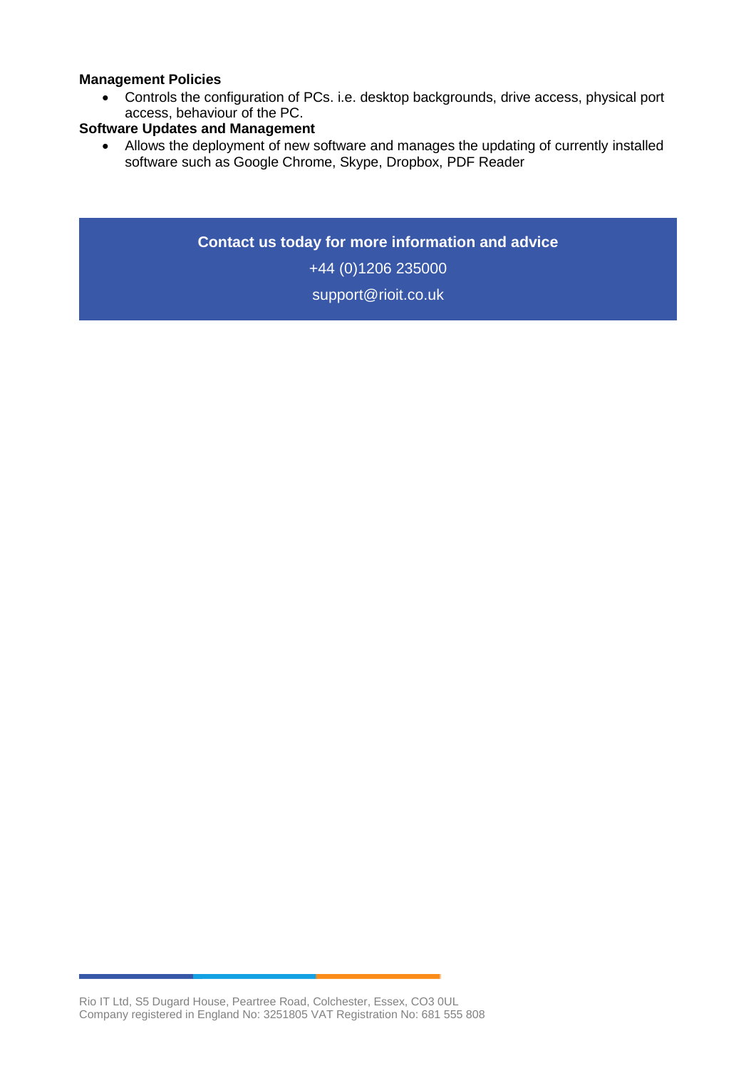**Management Policies**

- Controls the configuration of PCs. i.e. desktop backgrounds, drive access, physical port access, behaviour of the PC.

**Software Updates and Management**

- Allows the deployment of new software and manages the updating of currently installed software such as Google Chrome, Skype, Dropbox, PDF Reader

**Contact us today for more information and advice**

+44 (0)1206 235000

support@rioit.co.uk

Rio IT Ltd, S5 Dugard House, Peartree Road, Colchester, Essex, CO3 0UL
Company registered in England No: 3251805 VAT Registration No: 681 555 808